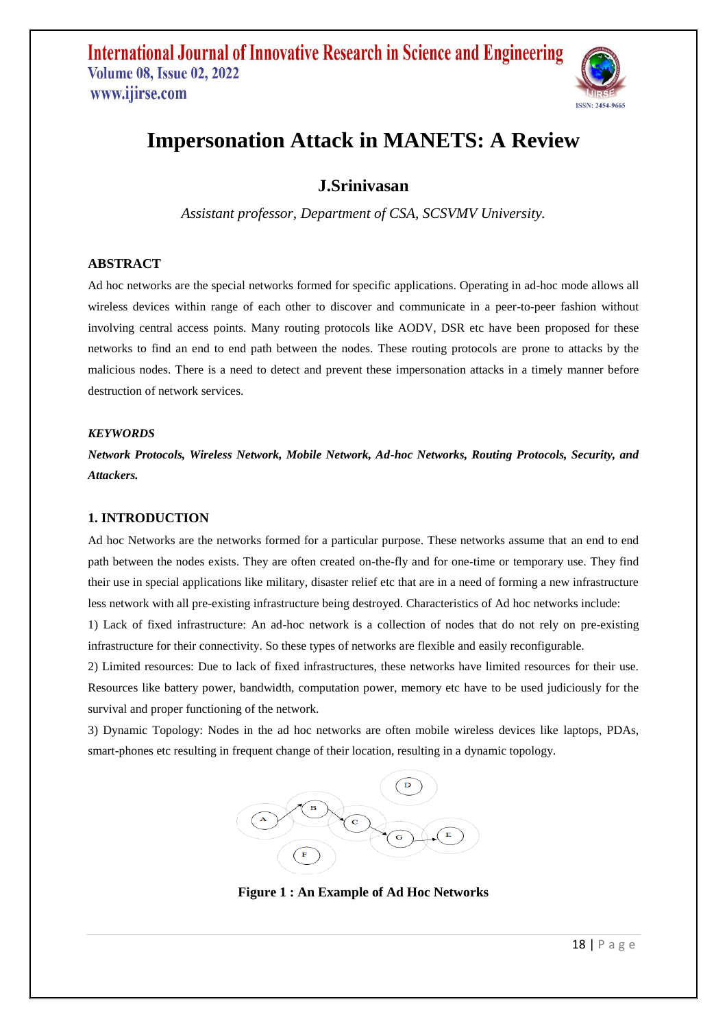# Impersonation Attack in MANETS: A Review

## J.Srinivasan

*Assistant professor, Department of CSA, SCSVMV University.*

### ABSTRACT

Ad hoc networks are the special networks formed for specific applications. Operating in ad-hoc mode allows all wireless devices within range of each other to discover and communicate in a peer-to-peer fashion without involving central access points. Many routing protocols like AODV, DSR etc have been proposed for these networks to find an end to end path between the nodes. These routing protocols are prone to attacks by the malicious nodes. There is a need to detect and prevent these impersonation attacks in a timely manner before destruction of network services.

### *KEYWORDS*

***Network Protocols, Wireless Network, Mobile Network, Ad-hoc Networks, Routing Protocols, Security, and Attackers.***

### 1. INTRODUCTION

Ad hoc Networks are the networks formed for a particular purpose. These networks assume that an end to end path between the nodes exists. They are often created on-the-fly and for one-time or temporary use. They find their use in special applications like military, disaster relief etc that are in a need of forming a new infrastructure less network with all pre-existing infrastructure being destroyed. Characteristics of Ad hoc networks include:

1) Lack of fixed infrastructure: An ad-hoc network is a collection of nodes that do not rely on pre-existing infrastructure for their connectivity. So these types of networks are flexible and easily reconfigurable.

2) Limited resources: Due to lack of fixed infrastructures, these networks have limited resources for their use. Resources like battery power, bandwidth, computation power, memory etc have to be used judiciously for the survival and proper functioning of the network.

3) Dynamic Topology: Nodes in the ad hoc networks are often mobile wireless devices like laptops, PDAs, smart-phones etc resulting in frequent change of their location, resulting in a dynamic topology.

**Figure 1 : An Example of Ad Hoc Networks**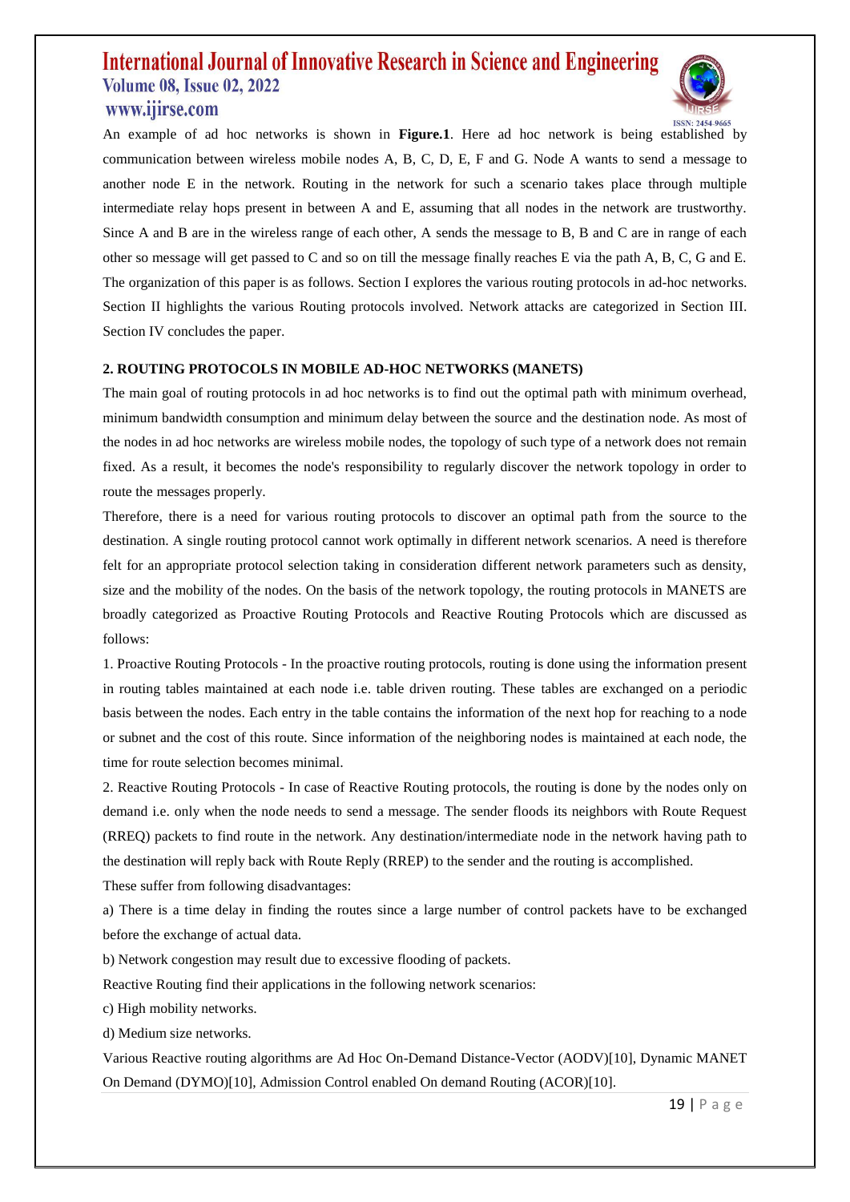An example of ad hoc networks is shown in **Figure.1**. Here ad hoc network is being established by communication between wireless mobile nodes A, B, C, D, E, F and G. Node A wants to send a message to another node E in the network. Routing in the network for such a scenario takes place through multiple intermediate relay hops present in between A and E, assuming that all nodes in the network are trustworthy. Since A and B are in the wireless range of each other, A sends the message to B, B and C are in range of each other so message will get passed to C and so on till the message finally reaches E via the path A, B, C, G and E. The organization of this paper is as follows. Section I explores the various routing protocols in ad-hoc networks. Section II highlights the various Routing protocols involved. Network attacks are categorized in Section III. Section IV concludes the paper.

## 2. ROUTING PROTOCOLS IN MOBILE AD-HOC NETWORKS (MANETS)

The main goal of routing protocols in ad hoc networks is to find out the optimal path with minimum overhead, minimum bandwidth consumption and minimum delay between the source and the destination node. As most of the nodes in ad hoc networks are wireless mobile nodes, the topology of such type of a network does not remain fixed. As a result, it becomes the node's responsibility to regularly discover the network topology in order to route the messages properly.

Therefore, there is a need for various routing protocols to discover an optimal path from the source to the destination. A single routing protocol cannot work optimally in different network scenarios. A need is therefore felt for an appropriate protocol selection taking in consideration different network parameters such as density, size and the mobility of the nodes. On the basis of the network topology, the routing protocols in MANETS are broadly categorized as Proactive Routing Protocols and Reactive Routing Protocols which are discussed as follows:

1. Proactive Routing Protocols - In the proactive routing protocols, routing is done using the information present in routing tables maintained at each node i.e. table driven routing. These tables are exchanged on a periodic basis between the nodes. Each entry in the table contains the information of the next hop for reaching to a node or subnet and the cost of this route. Since information of the neighboring nodes is maintained at each node, the time for route selection becomes minimal.

2. Reactive Routing Protocols - In case of Reactive Routing protocols, the routing is done by the nodes only on demand i.e. only when the node needs to send a message. The sender floods its neighbors with Route Request (RREQ) packets to find route in the network. Any destination/intermediate node in the network having path to the destination will reply back with Route Reply (RREP) to the sender and the routing is accomplished.

These suffer from following disadvantages:

a) There is a time delay in finding the routes since a large number of control packets have to be exchanged before the exchange of actual data.

b) Network congestion may result due to excessive flooding of packets.

Reactive Routing find their applications in the following network scenarios:

c) High mobility networks.

d) Medium size networks.

Various Reactive routing algorithms are Ad Hoc On-Demand Distance-Vector (AODV)[10], Dynamic MANET On Demand (DYMO)[10], Admission Control enabled On demand Routing (ACOR)[10].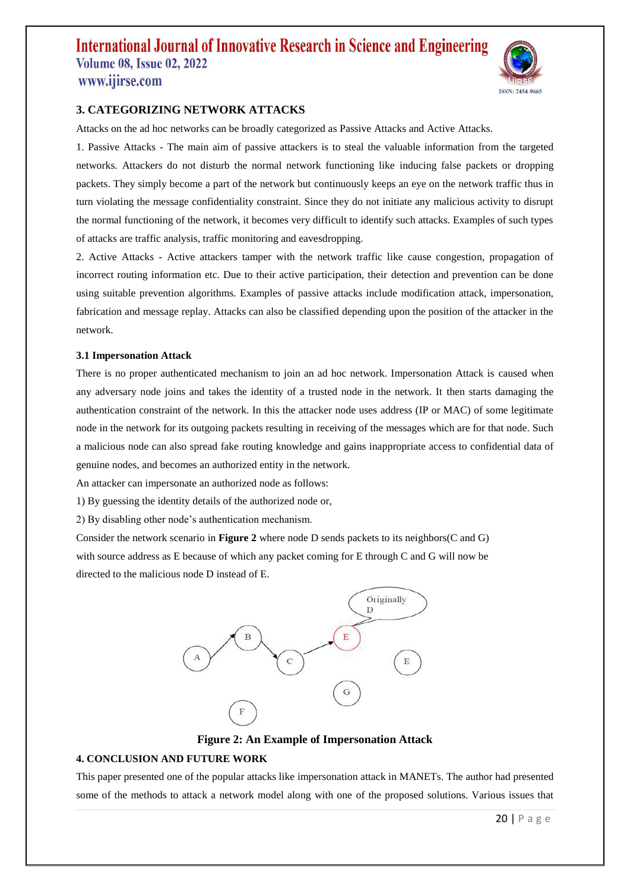## 3. CATEGORIZING NETWORK ATTACKS

Attacks on the ad hoc networks can be broadly categorized as Passive Attacks and Active Attacks.

1. Passive Attacks - The main aim of passive attackers is to steal the valuable information from the targeted networks. Attackers do not disturb the normal network functioning like inducing false packets or dropping packets. They simply become a part of the network but continuously keeps an eye on the network traffic thus in turn violating the message confidentiality constraint. Since they do not initiate any malicious activity to disrupt the normal functioning of the network, it becomes very difficult to identify such attacks. Examples of such types of attacks are traffic analysis, traffic monitoring and eavesdropping.

2. Active Attacks - Active attackers tamper with the network traffic like cause congestion, propagation of incorrect routing information etc. Due to their active participation, their detection and prevention can be done using suitable prevention algorithms. Examples of passive attacks include modification attack, impersonation, fabrication and message replay. Attacks can also be classified depending upon the position of the attacker in the network.

### 3.1 Impersonation Attack

There is no proper authenticated mechanism to join an ad hoc network. Impersonation Attack is caused when any adversary node joins and takes the identity of a trusted node in the network. It then starts damaging the authentication constraint of the network. In this the attacker node uses address (IP or MAC) of some legitimate node in the network for its outgoing packets resulting in receiving of the messages which are for that node. Such a malicious node can also spread fake routing knowledge and gains inappropriate access to confidential data of genuine nodes, and becomes an authorized entity in the network.

An attacker can impersonate an authorized node as follows:

1) By guessing the identity details of the authorized node or,

2) By disabling other node's authentication mechanism.

Consider the network scenario in **Figure 2** where node D sends packets to its neighbors(C and G) with source address as E because of which any packet coming for E through C and G will now be directed to the malicious node D instead of E.

**Figure 2: An Example of Impersonation Attack**

## 4. CONCLUSION AND FUTURE WORK

This paper presented one of the popular attacks like impersonation attack in MANETs. The author had presented some of the methods to attack a network model along with one of the proposed solutions. Various issues that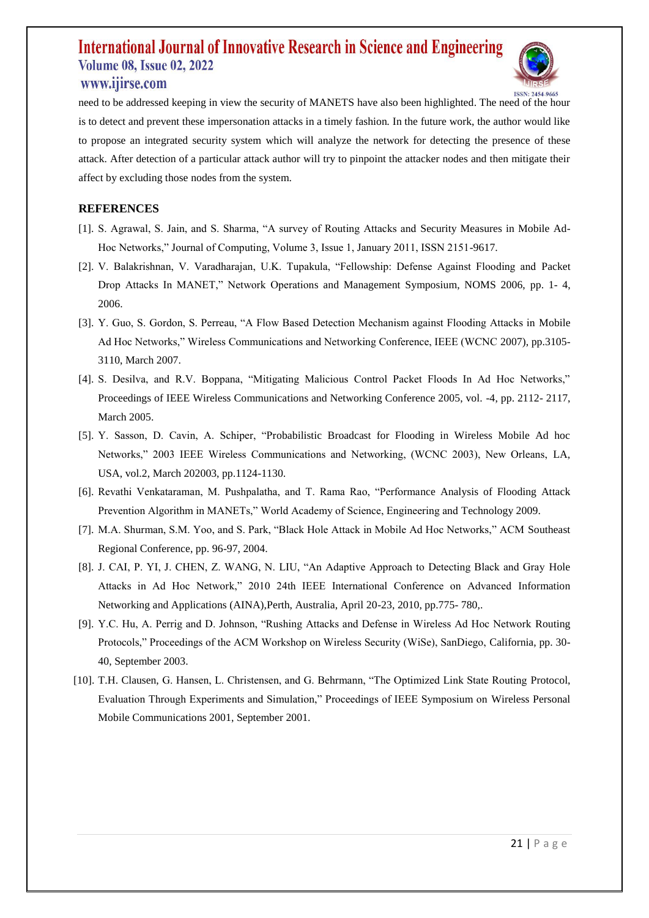need to be addressed keeping in view the security of MANETS have also been highlighted. The need of the hour is to detect and prevent these impersonation attacks in a timely fashion. In the future work, the author would like to propose an integrated security system which will analyze the network for detecting the presence of these attack. After detection of a particular attack author will try to pinpoint the attacker nodes and then mitigate their affect by excluding those nodes from the system.

## REFERENCES

[1]. S. Agrawal, S. Jain, and S. Sharma, "A survey of Routing Attacks and Security Measures in Mobile Ad-Hoc Networks," Journal of Computing, Volume 3, Issue 1, January 2011, ISSN 2151-9617.

[2]. V. Balakrishnan, V. Varadharajan, U.K. Tupakula, "Fellowship: Defense Against Flooding and Packet Drop Attacks In MANET," Network Operations and Management Symposium, NOMS 2006, pp. 1- 4, 2006.

[3]. Y. Guo, S. Gordon, S. Perreau, "A Flow Based Detection Mechanism against Flooding Attacks in Mobile Ad Hoc Networks," Wireless Communications and Networking Conference, IEEE (WCNC 2007), pp.3105-3110, March 2007.

[4]. S. Desilva, and R.V. Boppana, "Mitigating Malicious Control Packet Floods In Ad Hoc Networks," Proceedings of IEEE Wireless Communications and Networking Conference 2005, vol. -4, pp. 2112- 2117, March 2005.

[5]. Y. Sasson, D. Cavin, A. Schiper, "Probabilistic Broadcast for Flooding in Wireless Mobile Ad hoc Networks," 2003 IEEE Wireless Communications and Networking, (WCNC 2003), New Orleans, LA, USA, vol.2, March 202003, pp.1124-1130.

[6]. Revathi Venkataraman, M. Pushpalatha, and T. Rama Rao, "Performance Analysis of Flooding Attack Prevention Algorithm in MANETs," World Academy of Science, Engineering and Technology 2009.

[7]. M.A. Shurman, S.M. Yoo, and S. Park, "Black Hole Attack in Mobile Ad Hoc Networks," ACM Southeast Regional Conference, pp. 96-97, 2004.

[8]. J. CAI, P. YI, J. CHEN, Z. WANG, N. LIU, "An Adaptive Approach to Detecting Black and Gray Hole Attacks in Ad Hoc Network," 2010 24th IEEE International Conference on Advanced Information Networking and Applications (AINA),Perth, Australia, April 20-23, 2010, pp.775- 780,.

[9]. Y.C. Hu, A. Perrig and D. Johnson, "Rushing Attacks and Defense in Wireless Ad Hoc Network Routing Protocols," Proceedings of the ACM Workshop on Wireless Security (WiSe), SanDiego, California, pp. 30-40, September 2003.

[10]. T.H. Clausen, G. Hansen, L. Christensen, and G. Behrmann, "The Optimized Link State Routing Protocol, Evaluation Through Experiments and Simulation," Proceedings of IEEE Symposium on Wireless Personal Mobile Communications 2001, September 2001.